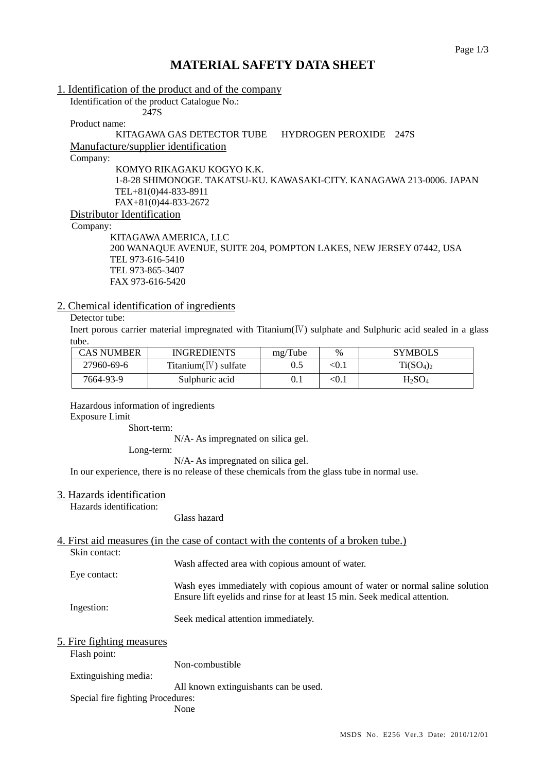# MATERIAL SAFETY DATA SHEET

## 1. Identification of the product and of the company

Identification of the product Catalogue No.:

247S

Product name:

KITAGAWA GAS DETECTOR TUBE HYDROGEN PEROXIDE 247S

### Manufacture/supplier identification

Company:

KOMYO RIKAGAKU KOGYO K.K.
1-8-28 SHIMONOGE. TAKATSU-KU. KAWASAKI-CITY. KANAGAWA 213-0006. JAPAN
TEL+81(0)44-833-8911
FAX+81(0)44-833-2672

### Distributor Identification

Company:

KITAGAWA AMERICA, LLC
200 WANAQUE AVENUE, SUITE 204, POMPTON LAKES, NEW JERSEY 07442, USA
TEL 973-616-5410
TEL 973-865-3407
FAX 973-616-5420

## 2. Chemical identification of ingredients

Detector tube:

Inert porous carrier material impregnated with Titanium(Ⅳ) sulphate and Sulphuric acid sealed in a glass tube.

| CAS NUMBER | INGREDIENTS | mg/Tube | % | SYMBOLS |
|---|---|---|---|---|
| 27960-69-6 | Titanium(Ⅳ) sulfate | 0.5 | <0.1 | $Ti(SO_4)_2$ |
| 7664-93-9 | Sulphuric acid | 0.1 | <0.1 | $H_2SO_4$ |

Hazardous information of ingredients

Exposure Limit

Short-term:

N/A- As impregnated on silica gel.

Long-term:

N/A- As impregnated on silica gel.

In our experience, there is no release of these chemicals from the glass tube in normal use.

## 3. Hazards identification

Hazards identification:

Glass hazard

## 4. First aid measures (in the case of contact with the contents of a broken tube.)

Skin contact:

Wash affected area with copious amount of water.

Eye contact:

Wash eyes immediately with copious amount of water or normal saline solution Ensure lift eyelids and rinse for at least 15 min. Seek medical attention.

Ingestion:

Seek medical attention immediately.

## 5. Fire fighting measures

Flash point:

Non-combustible

Extinguishing media:

All known extinguishants can be used.

Special fire fighting Procedures:

None

MSDS No. E256 Ver.3 Date: 2010/12/01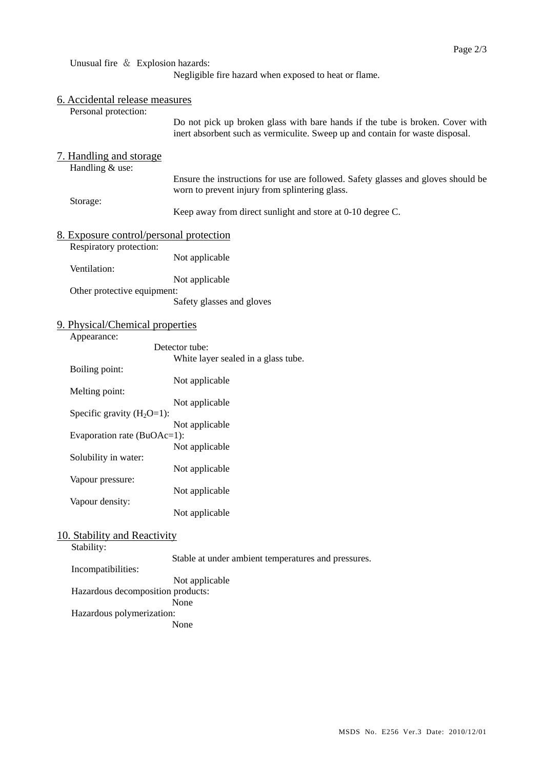Unusual fire ＆ Explosion hazards:

Negligible fire hazard when exposed to heat or flame.

## 6. Accidental release measures

Personal protection:

Do not pick up broken glass with bare hands if the tube is broken. Cover with inert absorbent such as vermiculite. Sweep up and contain for waste disposal.

## 7. Handling and storage

Handling & use:

Ensure the instructions for use are followed. Safety glasses and gloves should be worn to prevent injury from splintering glass.

Storage:

Keep away from direct sunlight and store at 0-10 degree C.

## 8. Exposure control/personal protection

Respiratory protection:

Not applicable

Ventilation:

Not applicable

Other protective equipment:

Safety glasses and gloves

## 9. Physical/Chemical properties

Appearance:

Detector tube:

White layer sealed in a glass tube.

Boiling point:

Not applicable

Melting point:

Not applicable

Specific gravity ($H_2O$=1):

Not applicable

Evaporation rate (BuOAc=1):

Not applicable

Solubility in water:

Not applicable

Vapour pressure:

Not applicable

Vapour density:

Not applicable

## 10. Stability and Reactivity

Stability:

Stable at under ambient temperatures and pressures.

Incompatibilities:

Not applicable

Hazardous decomposition products:

None

Hazardous polymerization:

None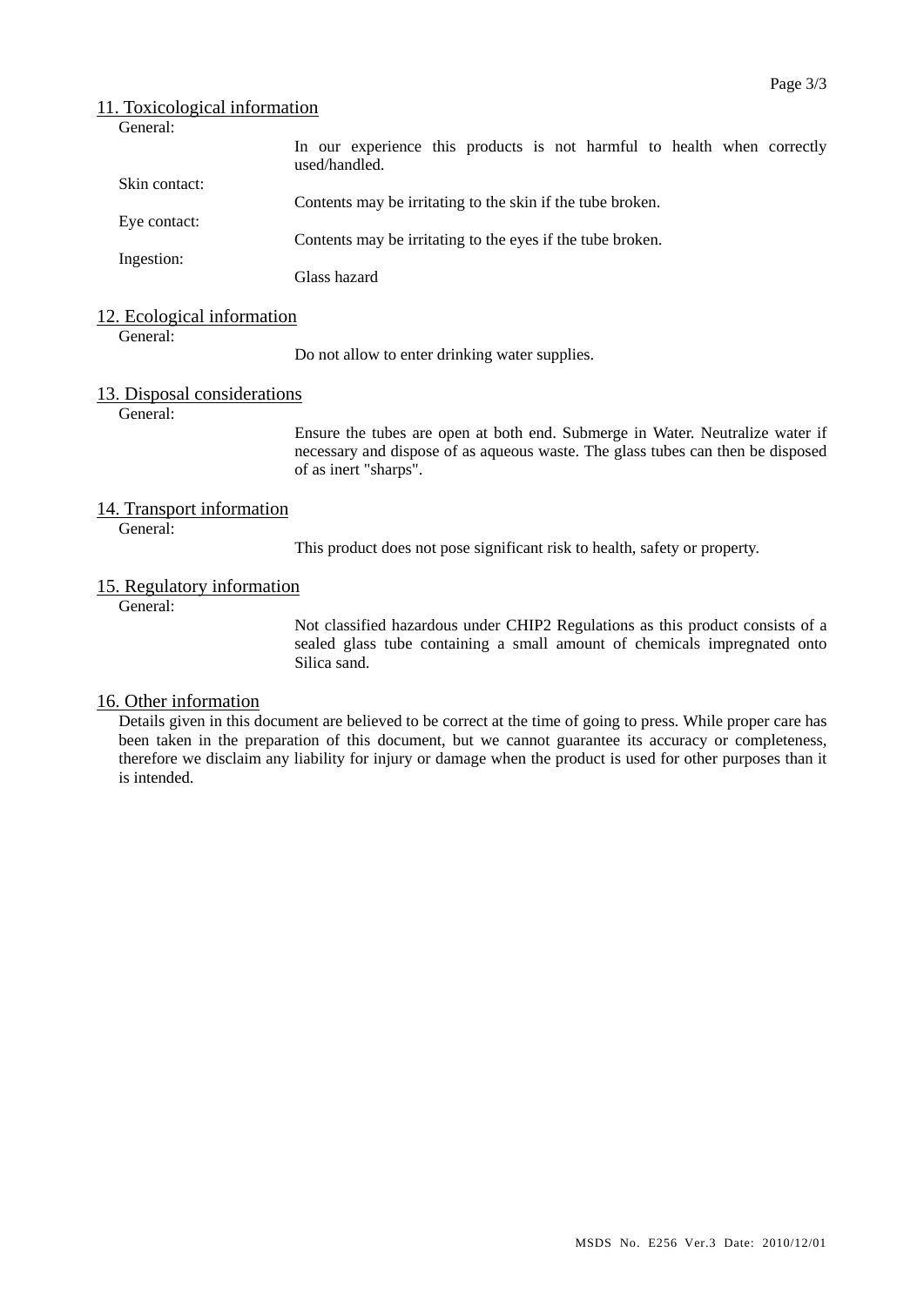## 11. Toxicological information

General:

In our experience this products is not harmful to health when correctly used/handled.

Skin contact:

Contents may be irritating to the skin if the tube broken.

Eye contact:

Contents may be irritating to the eyes if the tube broken.

Ingestion:

Glass hazard

## 12. Ecological information

General:

Do not allow to enter drinking water supplies.

## 13. Disposal considerations

General:

Ensure the tubes are open at both end. Submerge in Water. Neutralize water if necessary and dispose of as aqueous waste. The glass tubes can then be disposed of as inert "sharps".

## 14. Transport information

General:

This product does not pose significant risk to health, safety or property.

## 15. Regulatory information

General:

Not classified hazardous under CHIP2 Regulations as this product consists of a sealed glass tube containing a small amount of chemicals impregnated onto Silica sand.

## 16. Other information

Details given in this document are believed to be correct at the time of going to press. While proper care has been taken in the preparation of this document, but we cannot guarantee its accuracy or completeness, therefore we disclaim any liability for injury or damage when the product is used for other purposes than it is intended.

MSDS No. E256 Ver.3 Date: 2010/12/01